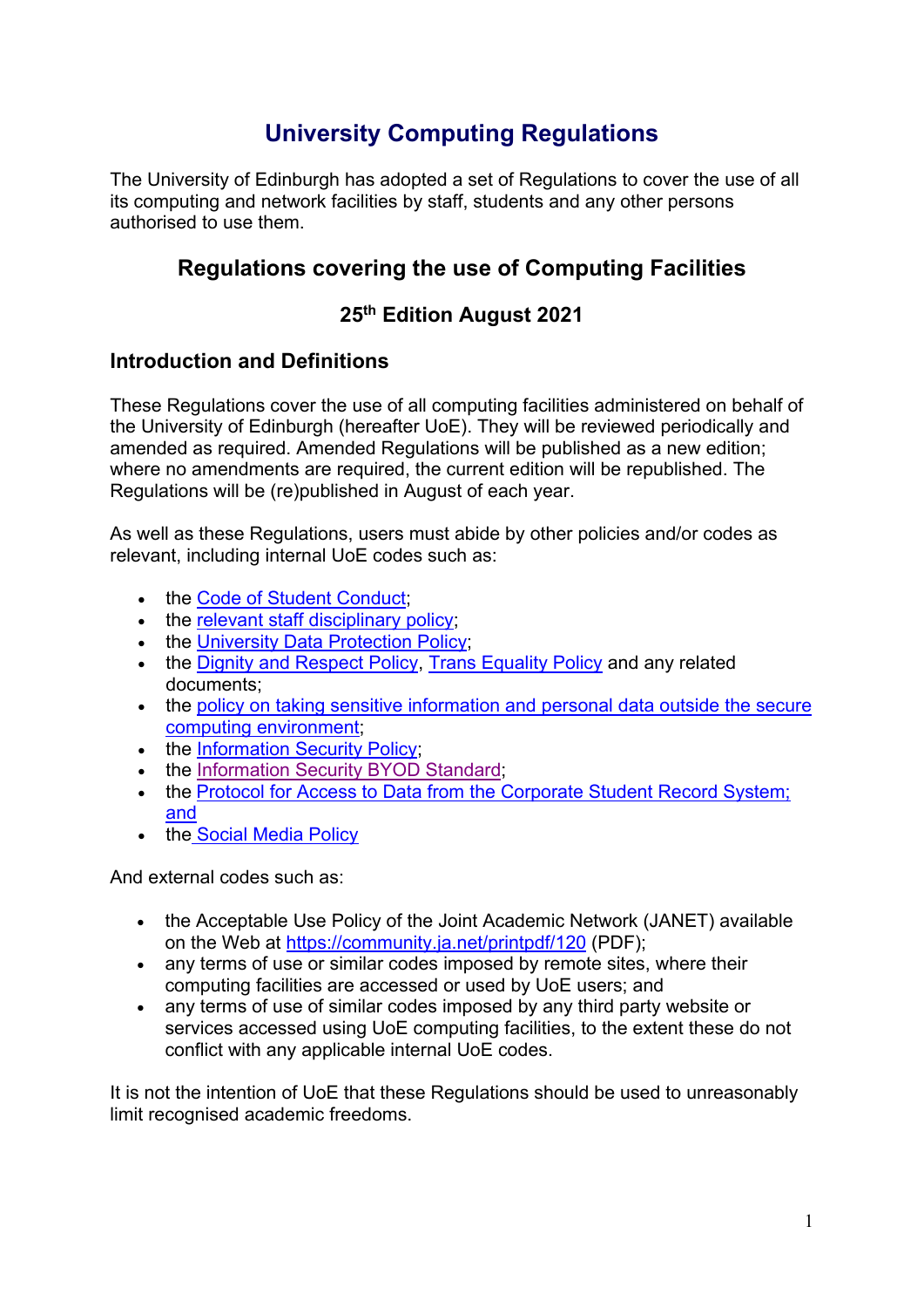# University Computing Regulations

The University of Edinburgh has adopted a set of Regulations to cover the use of all its computing and network facilities by staff, students and any other persons authorised to use them.

## Regulations covering the use of Computing Facilities

### 25th Edition August 2021

### Introduction and Definitions

These Regulations cover the use of all computing facilities administered on behalf of the University of Edinburgh (hereafter UoE). They will be reviewed periodically and amended as required. Amended Regulations will be published as a new edition; where no amendments are required, the current edition will be republished. The Regulations will be (re)published in August of each year.

As well as these Regulations, users must abide by other policies and/or codes as relevant, including internal UoE codes such as:

- the Code of Student Conduct;
- the relevant staff disciplinary policy;
- the University Data Protection Policy;
- the Dignity and Respect Policy, Trans Equality Policy and any related documents;
- the policy on taking sensitive information and personal data outside the secure computing environment;
- the Information Security Policy;
- the Information Security BYOD Standard;
- the Protocol for Access to Data from the Corporate Student Record System; and
- the Social Media Policy

And external codes such as:

- the Acceptable Use Policy of the Joint Academic Network (JANET) available on the Web at https://community.ja.net/printpdf/120 (PDF);
- any terms of use or similar codes imposed by remote sites, where their computing facilities are accessed or used by UoE users; and
- any terms of use of similar codes imposed by any third party website or services accessed using UoE computing facilities, to the extent these do not conflict with any applicable internal UoE codes.

It is not the intention of UoE that these Regulations should be used to unreasonably limit recognised academic freedoms.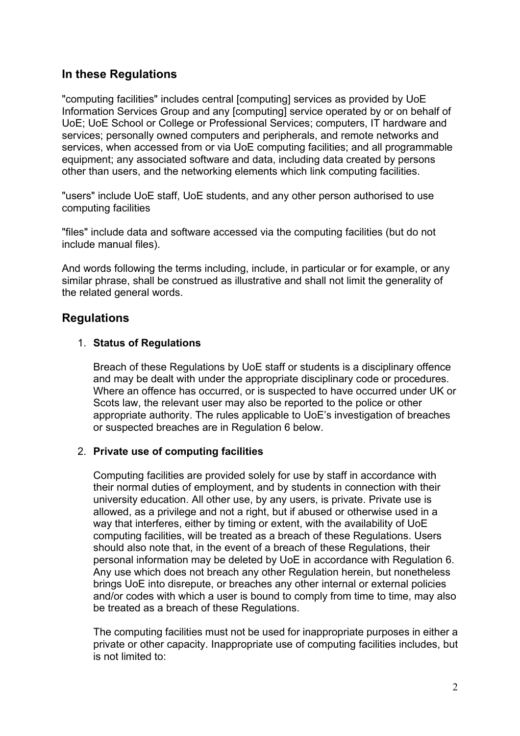## In these Regulations

"computing facilities" includes central [computing] services as provided by UoE Information Services Group and any [computing] service operated by or on behalf of UoE; UoE School or College or Professional Services; computers, IT hardware and services; personally owned computers and peripherals, and remote networks and services, when accessed from or via UoE computing facilities; and all programmable equipment; any associated software and data, including data created by persons other than users, and the networking elements which link computing facilities.

"users" include UoE staff, UoE students, and any other person authorised to use computing facilities

"files" include data and software accessed via the computing facilities (but do not include manual files).

And words following the terms including, include, in particular or for example, or any similar phrase, shall be construed as illustrative and shall not limit the generality of the related general words.

## Regulations

1. **Status of Regulations**

   Breach of these Regulations by UoE staff or students is a disciplinary offence and may be dealt with under the appropriate disciplinary code or procedures. Where an offence has occurred, or is suspected to have occurred under UK or Scots law, the relevant user may also be reported to the police or other appropriate authority. The rules applicable to UoE's investigation of breaches or suspected breaches are in Regulation 6 below.

2. **Private use of computing facilities**

   Computing facilities are provided solely for use by staff in accordance with their normal duties of employment, and by students in connection with their university education. All other use, by any users, is private. Private use is allowed, as a privilege and not a right, but if abused or otherwise used in a way that interferes, either by timing or extent, with the availability of UoE computing facilities, will be treated as a breach of these Regulations. Users should also note that, in the event of a breach of these Regulations, their personal information may be deleted by UoE in accordance with Regulation 6. Any use which does not breach any other Regulation herein, but nonetheless brings UoE into disrepute, or breaches any other internal or external policies and/or codes with which a user is bound to comply from time to time, may also be treated as a breach of these Regulations.

   The computing facilities must not be used for inappropriate purposes in either a private or other capacity. Inappropriate use of computing facilities includes, but is not limited to: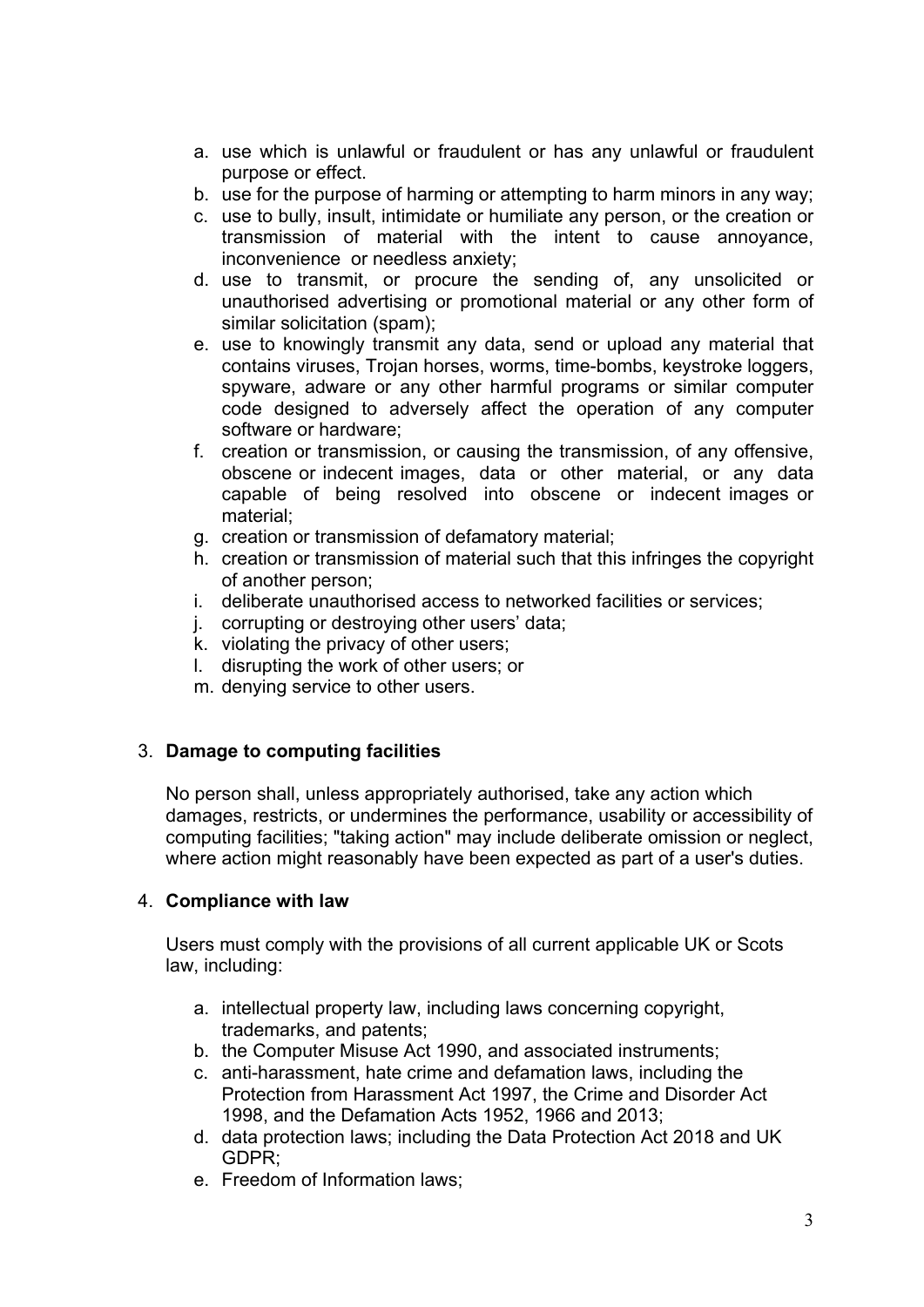a. use which is unlawful or fraudulent or has any unlawful or fraudulent purpose or effect.
b. use for the purpose of harming or attempting to harm minors in any way;
c. use to bully, insult, intimidate or humiliate any person, or the creation or transmission of material with the intent to cause annoyance, inconvenience or needless anxiety;
d. use to transmit, or procure the sending of, any unsolicited or unauthorised advertising or promotional material or any other form of similar solicitation (spam);
e. use to knowingly transmit any data, send or upload any material that contains viruses, Trojan horses, worms, time-bombs, keystroke loggers, spyware, adware or any other harmful programs or similar computer code designed to adversely affect the operation of any computer software or hardware;
f. creation or transmission, or causing the transmission, of any offensive, obscene or indecent images, data or other material, or any data capable of being resolved into obscene or indecent images or material;
g. creation or transmission of defamatory material;
h. creation or transmission of material such that this infringes the copyright of another person;
i. deliberate unauthorised access to networked facilities or services;
j. corrupting or destroying other users' data;
k. violating the privacy of other users;
l. disrupting the work of other users; or
m. denying service to other users.

3. **Damage to computing facilities**

   No person shall, unless appropriately authorised, take any action which damages, restricts, or undermines the performance, usability or accessibility of computing facilities; "taking action" may include deliberate omission or neglect, where action might reasonably have been expected as part of a user's duties.

4. **Compliance with law**

   Users must comply with the provisions of all current applicable UK or Scots law, including:

   a. intellectual property law, including laws concerning copyright, trademarks, and patents;
   b. the Computer Misuse Act 1990, and associated instruments;
   c. anti-harassment, hate crime and defamation laws, including the Protection from Harassment Act 1997, the Crime and Disorder Act 1998, and the Defamation Acts 1952, 1966 and 2013;
   d. data protection laws; including the Data Protection Act 2018 and UK GDPR;
   e. Freedom of Information laws;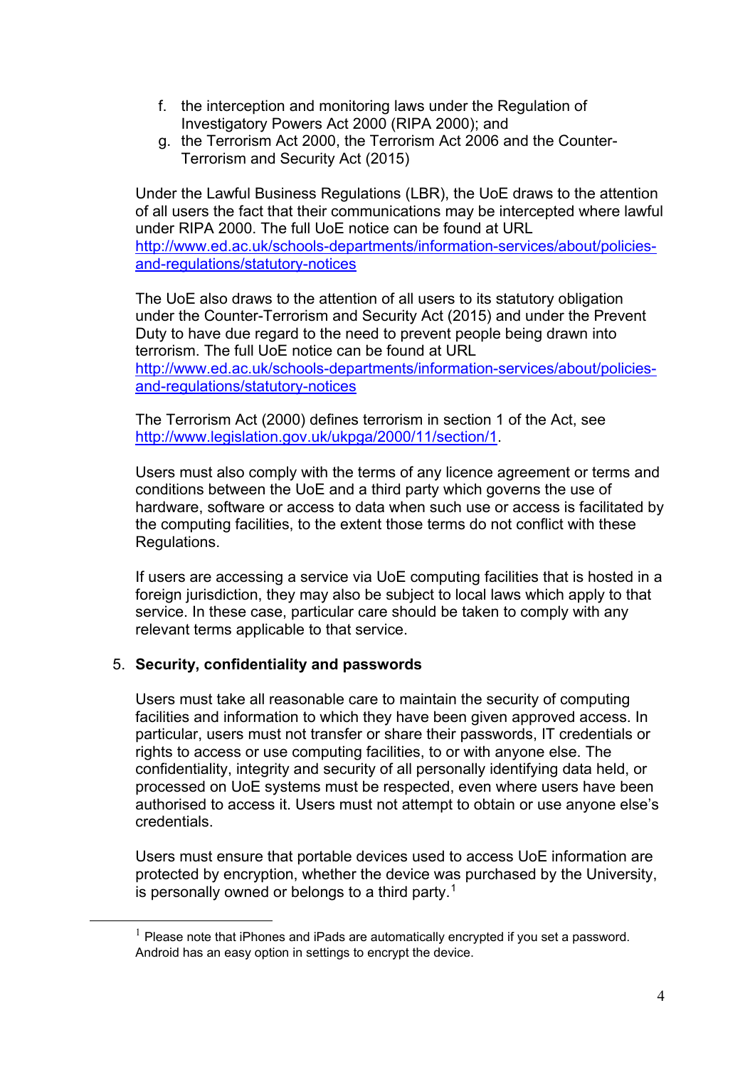f. the interception and monitoring laws under the Regulation of Investigatory Powers Act 2000 (RIPA 2000); and
g. the Terrorism Act 2000, the Terrorism Act 2006 and the Counter-Terrorism and Security Act (2015)

Under the Lawful Business Regulations (LBR), the UoE draws to the attention of all users the fact that their communications may be intercepted where lawful under RIPA 2000. The full UoE notice can be found at URL [http://www.ed.ac.uk/schools-departments/information-services/about/policies-and-regulations/statutory-notices](http://www.ed.ac.uk/schools-departments/information-services/about/policies-and-regulations/statutory-notices)

The UoE also draws to the attention of all users to its statutory obligation under the Counter-Terrorism and Security Act (2015) and under the Prevent Duty to have due regard to the need to prevent people being drawn into terrorism. The full UoE notice can be found at URL [http://www.ed.ac.uk/schools-departments/information-services/about/policies-and-regulations/statutory-notices](http://www.ed.ac.uk/schools-departments/information-services/about/policies-and-regulations/statutory-notices)

The Terrorism Act (2000) defines terrorism in section 1 of the Act, see [http://www.legislation.gov.uk/ukpga/2000/11/section/1](http://www.legislation.gov.uk/ukpga/2000/11/section/1).

Users must also comply with the terms of any licence agreement or terms and conditions between the UoE and a third party which governs the use of hardware, software or access to data when such use or access is facilitated by the computing facilities, to the extent those terms do not conflict with these Regulations.

If users are accessing a service via UoE computing facilities that is hosted in a foreign jurisdiction, they may also be subject to local laws which apply to that service. In these case, particular care should be taken to comply with any relevant terms applicable to that service.

5. **Security, confidentiality and passwords**

Users must take all reasonable care to maintain the security of computing facilities and information to which they have been given approved access. In particular, users must not transfer or share their passwords, IT credentials or rights to access or use computing facilities, to or with anyone else. The confidentiality, integrity and security of all personally identifying data held, or processed on UoE systems must be respected, even where users have been authorised to access it. Users must not attempt to obtain or use anyone else's credentials.

Users must ensure that portable devices used to access UoE information are protected by encryption, whether the device was purchased by the University, is personally owned or belongs to a third party.[1]

---

[1] Please note that iPhones and iPads are automatically encrypted if you set a password. Android has an easy option in settings to encrypt the device.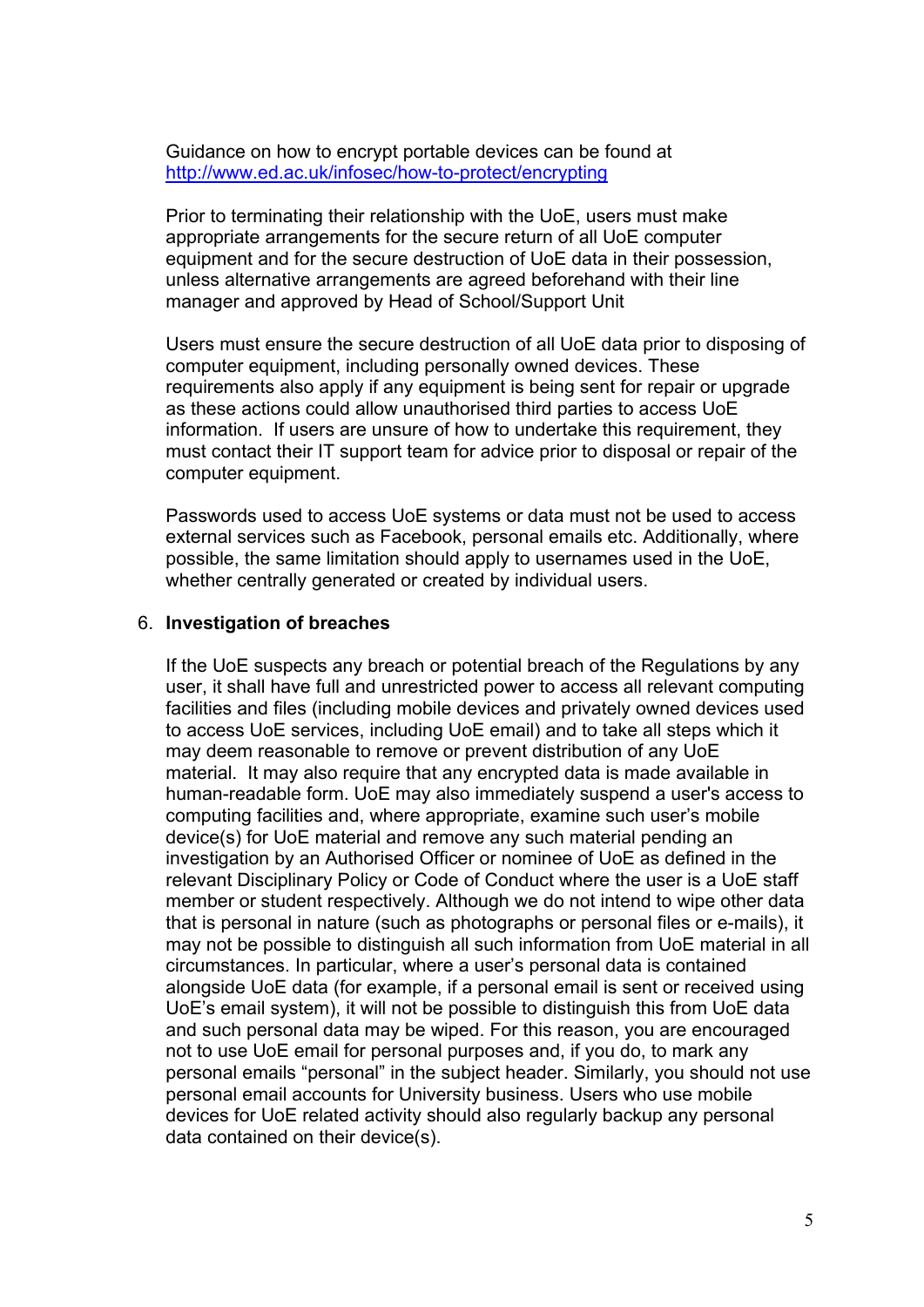Guidance on how to encrypt portable devices can be found at [http://www.ed.ac.uk/infosec/how-to-protect/encrypting](http://www.ed.ac.uk/infosec/how-to-protect/encrypting)

Prior to terminating their relationship with the UoE, users must make appropriate arrangements for the secure return of all UoE computer equipment and for the secure destruction of UoE data in their possession, unless alternative arrangements are agreed beforehand with their line manager and approved by Head of School/Support Unit

Users must ensure the secure destruction of all UoE data prior to disposing of computer equipment, including personally owned devices. These requirements also apply if any equipment is being sent for repair or upgrade as these actions could allow unauthorised third parties to access UoE information. If users are unsure of how to undertake this requirement, they must contact their IT support team for advice prior to disposal or repair of the computer equipment.

Passwords used to access UoE systems or data must not be used to access external services such as Facebook, personal emails etc. Additionally, where possible, the same limitation should apply to usernames used in the UoE, whether centrally generated or created by individual users.

## 6. Investigation of breaches

If the UoE suspects any breach or potential breach of the Regulations by any user, it shall have full and unrestricted power to access all relevant computing facilities and files (including mobile devices and privately owned devices used to access UoE services, including UoE email) and to take all steps which it may deem reasonable to remove or prevent distribution of any UoE material. It may also require that any encrypted data is made available in human-readable form. UoE may also immediately suspend a user's access to computing facilities and, where appropriate, examine such user's mobile device(s) for UoE material and remove any such material pending an investigation by an Authorised Officer or nominee of UoE as defined in the relevant Disciplinary Policy or Code of Conduct where the user is a UoE staff member or student respectively. Although we do not intend to wipe other data that is personal in nature (such as photographs or personal files or e-mails), it may not be possible to distinguish all such information from UoE material in all circumstances. In particular, where a user's personal data is contained alongside UoE data (for example, if a personal email is sent or received using UoE's email system), it will not be possible to distinguish this from UoE data and such personal data may be wiped. For this reason, you are encouraged not to use UoE email for personal purposes and, if you do, to mark any personal emails "personal" in the subject header. Similarly, you should not use personal email accounts for University business. Users who use mobile devices for UoE related activity should also regularly backup any personal data contained on their device(s).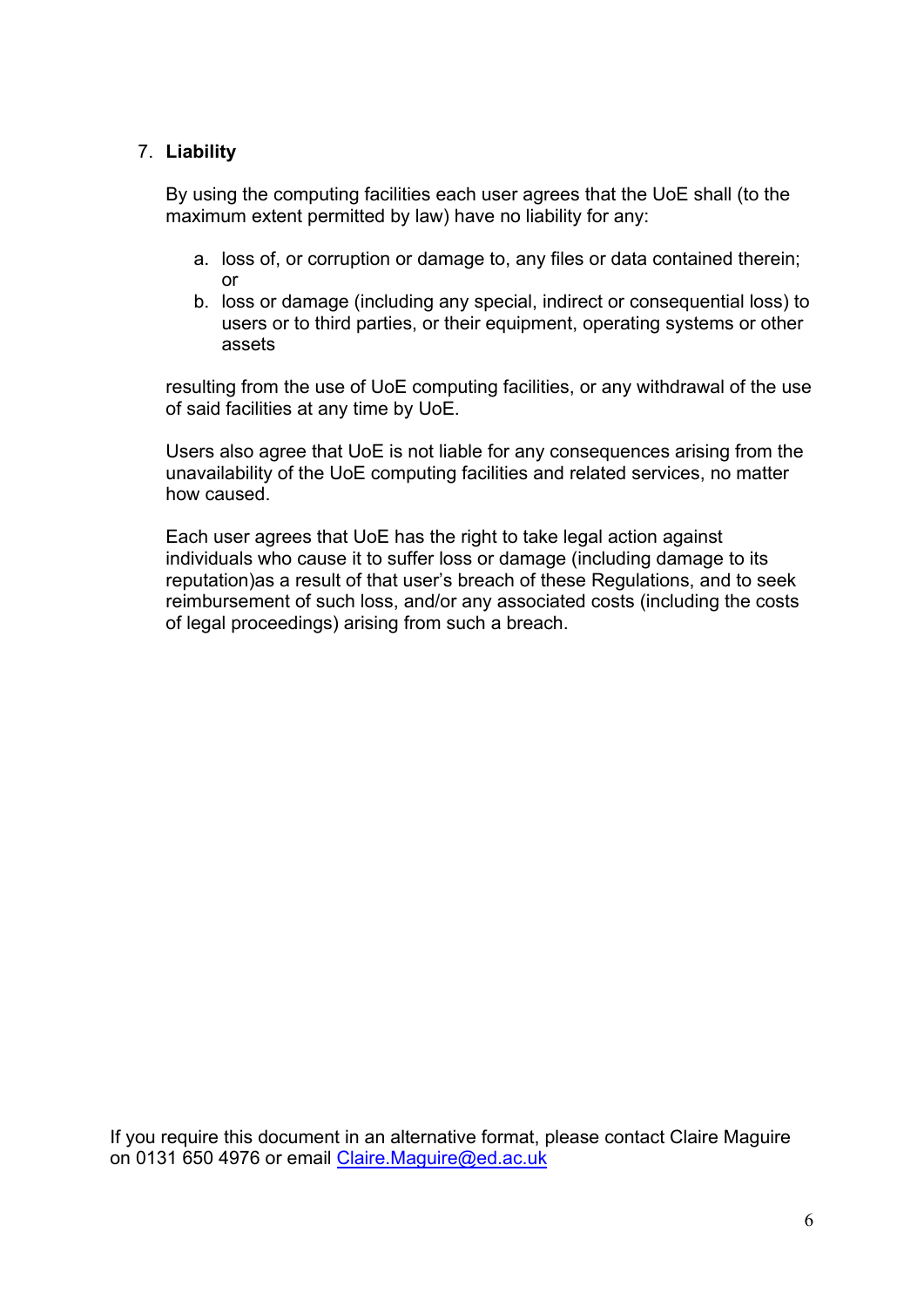## 7. Liability

By using the computing facilities each user agrees that the UoE shall (to the maximum extent permitted by law) have no liability for any:

a. loss of, or corruption or damage to, any files or data contained therein; or
b. loss or damage (including any special, indirect or consequential loss) to users or to third parties, or their equipment, operating systems or other assets

resulting from the use of UoE computing facilities, or any withdrawal of the use of said facilities at any time by UoE.

Users also agree that UoE is not liable for any consequences arising from the unavailability of the UoE computing facilities and related services, no matter how caused.

Each user agrees that UoE has the right to take legal action against individuals who cause it to suffer loss or damage (including damage to its reputation)as a result of that user's breach of these Regulations, and to seek reimbursement of such loss, and/or any associated costs (including the costs of legal proceedings) arising from such a breach.

If you require this document in an alternative format, please contact Claire Maguire on 0131 650 4976 or email [Claire.Maguire@ed.ac.uk](mailto:Claire.Maguire@ed.ac.uk)